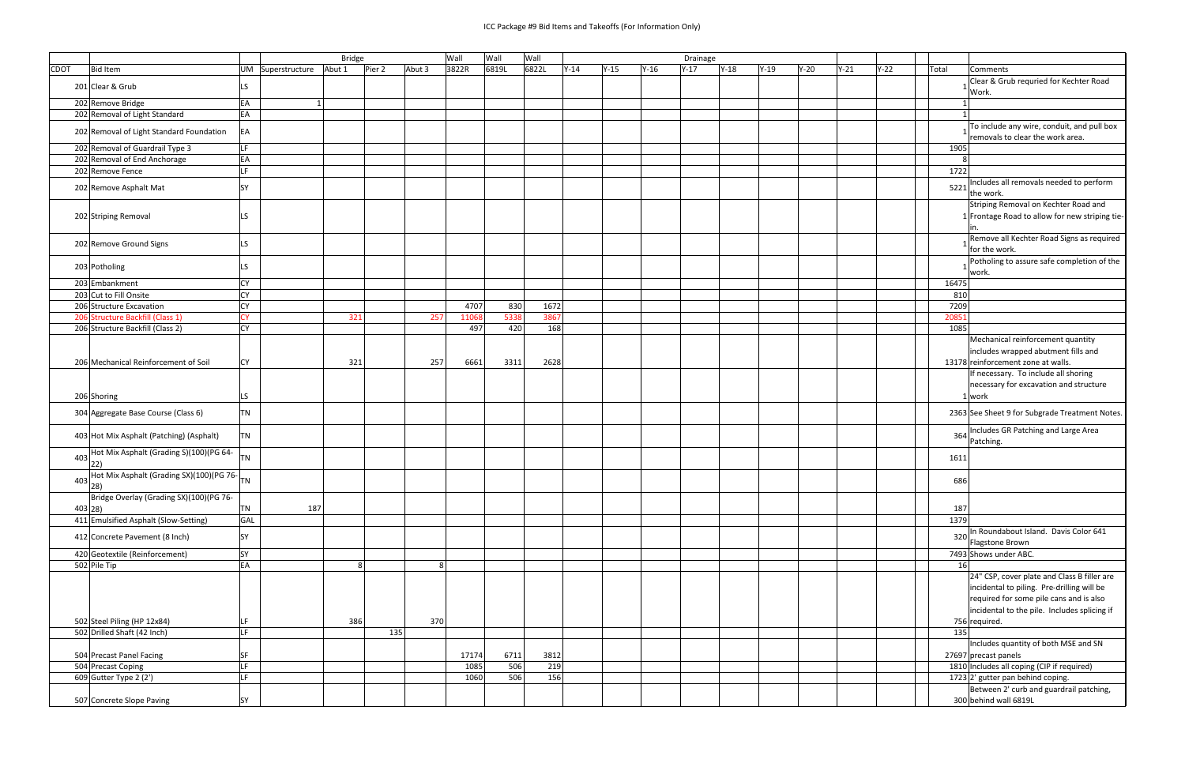# ICC Package #9 Bid Items and Takeoffs (For Information Only)

| | | | Bridge | | | | | Wall | Wall | Wall | Drainage | | | | | | | | | | |
|---|---|---|---|---|---|---|---|---|---|---|---|---|---|---|---|---|---|---|---|---|---|
| CDOT | Bid Item | UM | Superstructure | Abut 1 | Pier 2 | Abut 3 | | 3822R | 6819L | 6822L | Y-14 | Y-15 | Y-16 | Y-17 | Y-18 | Y-19 | Y-20 | Y-21 | Y-22 | Total | Comments |
| 201 | Clear & Grub | LS | | | | | | | | | | | | | | | | | | 1 | Clear & Grub requried for Kechter Road Work. |
| 202 | Remove Bridge | EA | 1 | | | | | | | | | | | | | | | | | 1 | |
| 202 | Removal of Light Standard | EA | | | | | | | | | | | | | | | | | | 1 | |
| 202 | Removal of Light Standard Foundation | EA | | | | | | | | | | | | | | | | | | 1 | To include any wire, conduit, and pull box removals to clear the work area. |
| 202 | Removal of Guardrail Type 3 | LF | | | | | | | | | | | | | | | | | | 1905 | |
| 202 | Removal of End Anchorage | EA | | | | | | | | | | | | | | | | | | 8 | |
| 202 | Remove Fence | LF | | | | | | | | | | | | | | | | | | 1722 | |
| 202 | Remove Asphalt Mat | SY | | | | | | | | | | | | | | | | | | 5221 | Includes all removals needed to perform the work. |
| 202 | Striping Removal | LS | | | | | | | | | | | | | | | | | | 1 | Striping Removal on Kechter Road and Frontage Road to allow for new striping tie-in. |
| 202 | Remove Ground Signs | LS | | | | | | | | | | | | | | | | | | 1 | Remove all Kechter Road Signs as required for the work. |
| 203 | Potholing | LS | | | | | | | | | | | | | | | | | | 1 | Potholing to assure safe completion of the work. |
| 203 | Embankment | CY | | | | | | | | | | | | | | | | | | 16475 | |
| 203 | Cut to Fill Onsite | CY | | | | | | | | | | | | | | | | | | 810 | |
| 206 | Structure Excavation | CY | | | | | | 4707 | 830 | 1672 | | | | | | | | | | 7209 | |
| 206 | Structure Backfill (Class 1) | CY | | 321 | | 257 | | 11068 | 5338 | 3867 | | | | | | | | | | 20851 | |
| 206 | Structure Backfill (Class 2) | CY | | | | | | 497 | 420 | 168 | | | | | | | | | | 1085 | |
| 206 | Mechanical Reinforcement of Soil | CY | | 321 | | 257 | | 6661 | 3311 | 2628 | | | | | | | | | | 13178 | Mechanical reinforcement quantity includes wrapped abutment fills and reinforcement zone at walls. |
| 206 | Shoring | LS | | | | | | | | | | | | | | | | | | 1 | If necessary. To include all shoring necessary for excavation and structure work |
| 304 | Aggregate Base Course (Class 6) | TN | | | | | | | | | | | | | | | | | | 2363 | See Sheet 9 for Subgrade Treatment Notes. |
| 403 | Hot Mix Asphalt (Patching) (Asphalt) | TN | | | | | | | | | | | | | | | | | | 364 | Includes GR Patching and Large Area Patching. |
| 403 | Hot Mix Asphalt (Grading S)(100)(PG 64-22) | TN | | | | | | | | | | | | | | | | | | 1611 | |
| 403 | Hot Mix Asphalt (Grading SX)(100)(PG 76-28) | TN | | | | | | | | | | | | | | | | | | 686 | |
| 403 | Bridge Overlay (Grading SX)(100)(PG 76-28) | TN | 187 | | | | | | | | | | | | | | | | | 187 | |
| 411 | Emulsified Asphalt (Slow-Setting) | GAL | | | | | | | | | | | | | | | | | | 1379 | |
| 412 | Concrete Pavement (8 Inch) | SY | | | | | | | | | | | | | | | | | | 320 | In Roundabout Island. Davis Color 641 Flagstone Brown |
| 420 | Geotextile (Reinforcement) | SY | | | | | | | | | | | | | | | | | | 7493 | Shows under ABC. |
| 502 | Pile Tip | EA | | 8 | | 8 | | | | | | | | | | | | | | 16 | |
| 502 | Steel Piling (HP 12x84) | LF | | 386 | | 370 | | | | | | | | | | | | | | 756 | 24" CSP, cover plate and Class B filler are incidental to piling. Pre-drilling will be required for some pile cans and is also incidental to the pile. Includes splicing if required. |
| 502 | Drilled Shaft (42 Inch) | LF | | | 135 | | | | | | | | | | | | | | | 135 | |
| 504 | Precast Panel Facing | SF | | | | | | 17174 | 6711 | 3812 | | | | | | | | | | 27697 | Includes quantity of both MSE and SN precast panels |
| 504 | Precast Coping | LF | | | | | | 1085 | 506 | 219 | | | | | | | | | | 1810 | Includes all coping (CIP if required) |
| 609 | Gutter Type 2 (2') | LF | | | | | | 1060 | 506 | 156 | | | | | | | | | | 1723 | 2' gutter pan behind coping. |
| 507 | Concrete Slope Paving | SY | | | | | | | | | | | | | | | | | | 300 | Between 2' curb and guardrail patching, behind wall 6819L |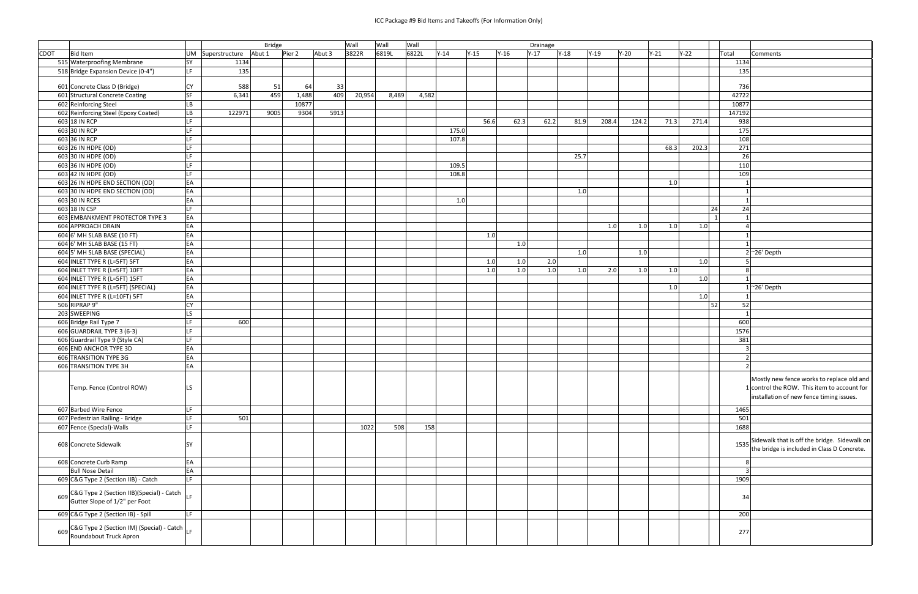# ICC Package #9 Bid Items and Takeoffs (For Information Only)

| | | | Bridge | | | | Wall | Wall | Wall | Drainage | | | | | | | | | | | |
|---|---|---|---|---|---|---|---|---|---|---|---|---|---|---|---|---|---|---|---|---|---|
| CDOT | Bid Item | UM | Superstructure | Abut 1 | Pier 2 | Abut 3 | 3822R | 6819L | 6822L | Y-14 | Y-15 | Y-16 | Y-17 | Y-18 | Y-19 | Y-20 | Y-21 | Y-22 | | Total | Comments |
| 515 | Waterproofing Membrane | SY | 1134 | | | | | | | | | | | | | | | | | 1134 | |
| 518 | Bridge Expansion Device (0-4") | LF | 135 | | | | | | | | | | | | | | | | | 135 | |
| 601 | Concrete Class D (Bridge) | CY | 588 | 51 | 64 | 33 | | | | | | | | | | | | | | 736 | |
| 601 | Structural Concrete Coating | SF | 6,341 | 459 | 1,488 | 409 | 20,954 | 8,489 | 4,582 | | | | | | | | | | | 42722 | |
| 602 | Reinforcing Steel | LB | | | 10877 | | | | | | | | | | | | | | | 10877 | |
| 602 | Reinforcing Steel (Epoxy Coated) | LB | 122971 | 9005 | 9304 | 5913 | | | | | | | | | | | | | | 147192 | |
| 603 | 18 IN RCP | LF | | | | | | | | | 56.6 | 62.3 | 62.2 | 81.9 | 208.4 | 124.2 | 71.3 | 271.4 | | 938 | |
| 603 | 30 IN RCP | LF | | | | | | | | 175.0 | | | | | | | | | | 175 | |
| 603 | 36 IN RCP | LF | | | | | | | | 107.8 | | | | | | | | | | 108 | |
| 603 | 26 IN HDPE (OD) | LF | | | | | | | | | | | | | | | 68.3 | 202.3 | | 271 | |
| 603 | 30 IN HDPE (OD) | LF | | | | | | | | | | | | 25.7 | | | | | | 26 | |
| 603 | 36 IN HDPE (OD) | LF | | | | | | | | 109.5 | | | | | | | | | | 110 | |
| 603 | 42 IN HDPE (OD) | LF | | | | | | | | 108.8 | | | | | | | | | | 109 | |
| 603 | 26 IN HDPE END SECTION (OD) | EA | | | | | | | | | | | | | | | 1.0 | | | 1 | |
| 603 | 30 IN HDPE END SECTION (OD) | EA | | | | | | | | | | | | 1.0 | | | | | | 1 | |
| 603 | 30 IN RCES | EA | | | | | | | | 1.0 | | | | | | | | | | 1 | |
| 603 | 18 IN CSP | LF | | | | | | | | | | | | | | | | | 24 | 24 | |
| 603 | EMBANKMENT PROTECTOR TYPE 3 | EA | | | | | | | | | | | | | | | | | 1 | 1 | |
| 604 | APPROACH DRAIN | EA | | | | | | | | | | | | | 1.0 | 1.0 | 1.0 | 1.0 | | 4 | |
| 604 | 6' MH SLAB BASE (10 FT) | EA | | | | | | | | | 1.0 | | | | | | | | | 1 | |
| 604 | 6' MH SLAB BASE (15 FT) | EA | | | | | | | | | | 1.0 | | | | | | | | 1 | |
| 604 | 5' MH SLAB BASE (SPECIAL) | EA | | | | | | | | | | | | 1.0 | | 1.0 | | | | 2 | ~26' Depth |
| 604 | INLET TYPE R (L=5FT) 5FT | EA | | | | | | | | | 1.0 | 1.0 | 2.0 | | | | | 1.0 | | 5 | |
| 604 | INLET TYPE R (L=5FT) 10FT | EA | | | | | | | | | 1.0 | 1.0 | 1.0 | 1.0 | 2.0 | 1.0 | 1.0 | | | 8 | |
| 604 | INLET TYPE R (L=5FT) 15FT | EA | | | | | | | | | | | | | | | | 1.0 | | 1 | |
| 604 | INLET TYPE R (L=5FT) (SPECIAL) | EA | | | | | | | | | | | | | | | 1.0 | | | 1 | ~26' Depth |
| 604 | INLET TYPE R (L=10FT) 5FT | EA | | | | | | | | | | | | | | | | 1.0 | | 1 | |
| 506 | RIPRAP 9" | CY | | | | | | | | | | | | | | | | | 52 | 52 | |
| 203 | SWEEPING | LS | | | | | | | | | | | | | | | | | | 1 | |
| 606 | Bridge Rail Type 7 | LF | 600 | | | | | | | | | | | | | | | | | 600 | |
| 606 | GUARDRAIL TYPE 3 (6-3) | LF | | | | | | | | | | | | | | | | | | 1576 | |
| 606 | Guardrail Type 9 (Style CA) | LF | | | | | | | | | | | | | | | | | | 381 | |
| 606 | END ANCHOR TYPE 3D | EA | | | | | | | | | | | | | | | | | | 3 | |
| 606 | TRANSITION TYPE 3G | EA | | | | | | | | | | | | | | | | | | 2 | |
| 606 | TRANSITION TYPE 3H | EA | | | | | | | | | | | | | | | | | | 2 | |
| | Temp. Fence (Control ROW) | LS | | | | | | | | | | | | | | | | | | 1 | Mostly new fence works to replace old and control the ROW. This item to account for installation of new fence timing issues. |
| 607 | Barbed Wire Fence | LF | | | | | | | | | | | | | | | | | | 1465 | |
| 607 | Pedestrian Railing - Bridge | LF | 501 | | | | | | | | | | | | | | | | | 501 | |
| 607 | Fence (Special)-Walls | LF | | | | | 1022 | 508 | 158 | | | | | | | | | | | 1688 | |
| 608 | Concrete Sidewalk | SY | | | | | | | | | | | | | | | | | | 1535 | Sidewalk that is off the bridge. Sidewalk on the bridge is included in Class D Concrete. |
| 608 | Concrete Curb Ramp | EA | | | | | | | | | | | | | | | | | | 8 | |
| | Bull Nose Detail | EA | | | | | | | | | | | | | | | | | | 3 | |
| 609 | C&G Type 2 (Section IIB) - Catch | LF | | | | | | | | | | | | | | | | | | 1909 | |
| 609 | C&G Type 2 (Section IIB)(Special) - Catch Gutter Slope of 1/2" per Foot | LF | | | | | | | | | | | | | | | | | | 34 | |
| 609 | C&G Type 2 (Section IB) - Spill | LF | | | | | | | | | | | | | | | | | | 200 | |
| 609 | C&G Type 2 (Section IM) (Special) - Catch Roundabout Truck Apron | LF | | | | | | | | | | | | | | | | | | 277 | |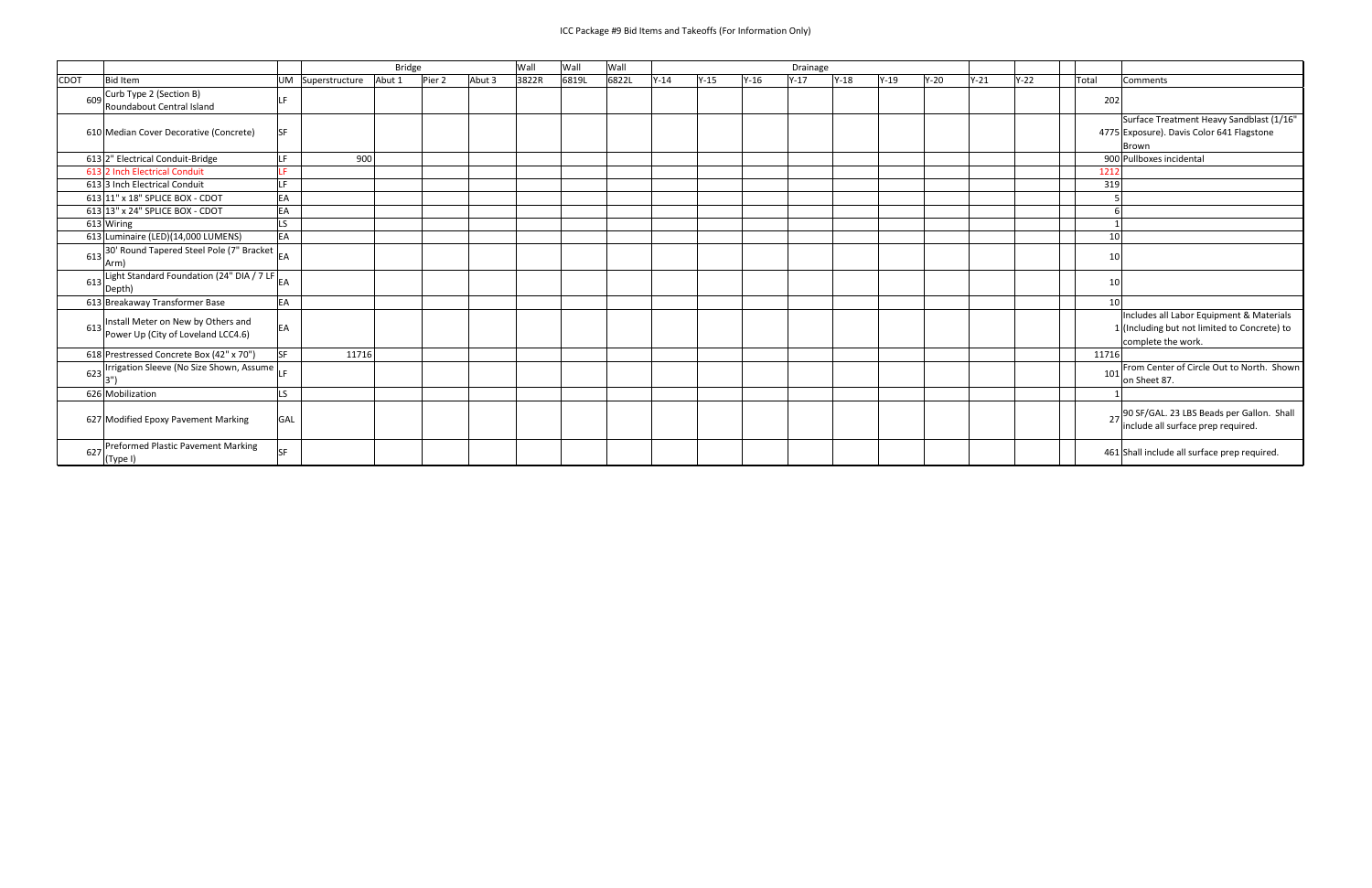ICC Package #9 Bid Items and Takeoffs (For Information Only)

| | | | Bridge | | | | Wall | Wall | Wall | Drainage | | | | | | | | | | |
|---|---|---|---|---|---|---|---|---|---|---|---|---|---|---|---|---|---|---|---|---|
| CDOT | Bid Item | UM | Superstructure | Abut 1 | Pier 2 | Abut 3 | 3822R | 6819L | 6822L | Y-14 | Y-15 | Y-16 | Y-17 | Y-18 | Y-19 | Y-20 | Y-21 | Y-22 | Total | Comments |
| 609 | Curb Type 2 (Section B) Roundabout Central Island | LF | | | | | | | | | | | | | | | | | 202 | |
| 610 | Median Cover Decorative (Concrete) | SF | | | | | | | | | | | | | | | | | 4775 | Surface Treatment Heavy Sandblast (1/16" Exposure). Davis Color 641 Flagstone Brown |
| 613 | 2" Electrical Conduit-Bridge | LF | 900 | | | | | | | | | | | | | | | | 900 | Pullboxes incidental |
| 613 | 2 Inch Electrical Conduit | LF | | | | | | | | | | | | | | | | | 1212 | |
| 613 | 3 Inch Electrical Conduit | LF | | | | | | | | | | | | | | | | | 319 | |
| 613 | 11" x 18" SPLICE BOX - CDOT | EA | | | | | | | | | | | | | | | | | 5 | |
| 613 | 13" x 24" SPLICE BOX - CDOT | EA | | | | | | | | | | | | | | | | | 6 | |
| 613 | Wiring | LS | | | | | | | | | | | | | | | | | 1 | |
| 613 | Luminaire (LED)(14,000 LUMENS) | EA | | | | | | | | | | | | | | | | | 10 | |
| 613 | 30' Round Tapered Steel Pole (7" Bracket Arm) | EA | | | | | | | | | | | | | | | | | 10 | |
| 613 | Light Standard Foundation (24" DIA / 7 LF Depth) | EA | | | | | | | | | | | | | | | | | 10 | |
| 613 | Breakaway Transformer Base | EA | | | | | | | | | | | | | | | | | 10 | |
| 613 | Install Meter on New by Others and Power Up (City of Loveland LCC4.6) | EA | | | | | | | | | | | | | | | | | 1 | Includes all Labor Equipment & Materials (Including but not limited to Concrete) to complete the work. |
| 618 | Prestressed Concrete Box (42" x 70") | SF | 11716 | | | | | | | | | | | | | | | | 11716 | |
| 623 | Irrigation Sleeve (No Size Shown, Assume 3") | LF | | | | | | | | | | | | | | | | | 101 | From Center of Circle Out to North. Shown on Sheet 87. |
| 626 | Mobilization | LS | | | | | | | | | | | | | | | | | 1 | |
| 627 | Modified Epoxy Pavement Marking | GAL | | | | | | | | | | | | | | | | | 27 | 90 SF/GAL. 23 LBS Beads per Gallon. Shall include all surface prep required. |
| 627 | Preformed Plastic Pavement Marking (Type I) | SF | | | | | | | | | | | | | | | | | 461 | Shall include all surface prep required. |